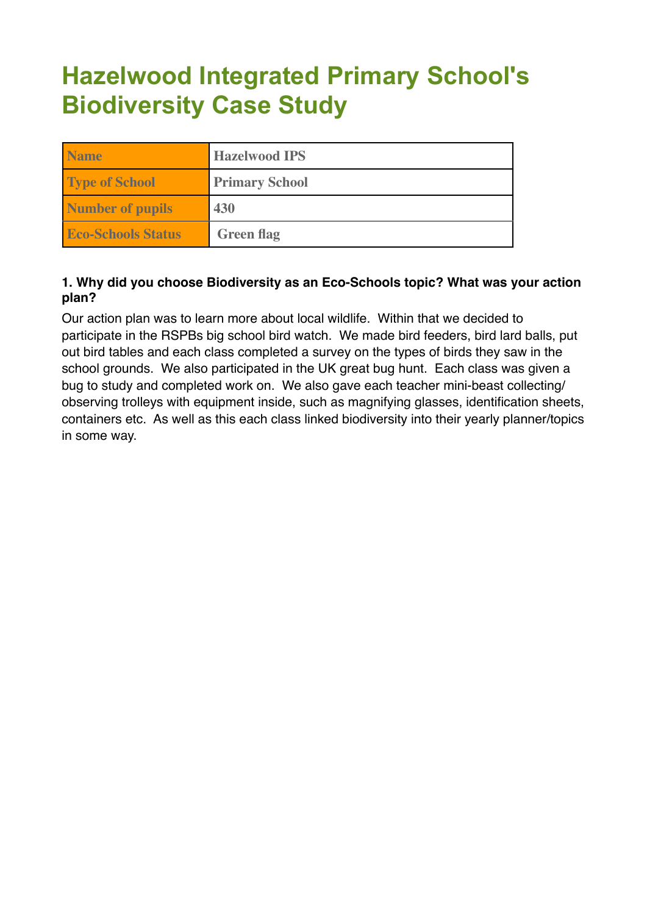# Hazelwood Integrated Primary School's Biodiversity Case Study

| Name | Hazelwood IPS |
|---|---|
| Type of School | Primary School |
| Number of pupils | 430 |
| Eco-Schools Status | Green flag |

**1. Why did you choose Biodiversity as an Eco-Schools topic? What was your action plan?**

Our action plan was to learn more about local wildlife. Within that we decided to participate in the RSPBs big school bird watch. We made bird feeders, bird lard balls, put out bird tables and each class completed a survey on the types of birds they saw in the school grounds. We also participated in the UK great bug hunt. Each class was given a bug to study and completed work on. We also gave each teacher mini-beast collecting/ observing trolleys with equipment inside, such as magnifying glasses, identification sheets, containers etc. As well as this each class linked biodiversity into their yearly planner/topics in some way.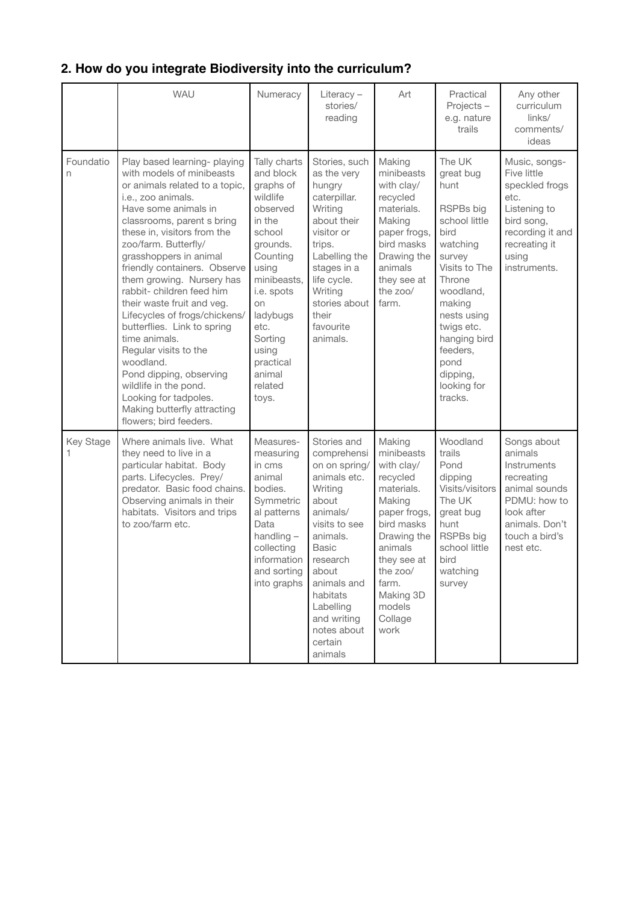## 2. How do you integrate Biodiversity into the curriculum?

| | WAU | Numeracy | Literacy – stories/ reading | Art | Practical Projects – e.g. nature trails | Any other curriculum links/ comments/ ideas |
|---|---|---|---|---|---|---|
| Foundation | Play based learning- playing with models of minibeasts or animals related to a topic, i.e., zoo animals. Have some animals in classrooms, parent s bring these in, visitors from the zoo/farm. Butterfly/ grasshoppers in animal friendly containers. Observe them growing. Nursery has rabbit- children feed him their waste fruit and veg. Lifecycles of frogs/chickens/ butterflies. Link to spring time animals. Regular visits to the woodland. Pond dipping, observing wildlife in the pond. Looking for tadpoles. Making butterfly attracting flowers; bird feeders. | Tally charts and block graphs of wildlife observed in the school grounds. Counting using minibeasts, i.e. spots on ladybugs etc. Sorting using practical animal related toys. | Stories, such as the very hungry caterpillar. Writing about their visitor or trips. Labelling the stages in a life cycle. Writing stories about their favourite animals. | Making minibeasts with clay/ recycled materials. Making paper frogs, bird masks Drawing the animals they see at the zoo/ farm. | The UK great bug hunt<br><br>RSPBs big school little bird watching survey Visits to The Throne woodland, making nests using twigs etc. hanging bird feeders, pond dipping, looking for tracks. | Music, songs- Five little speckled frogs etc. Listening to bird song, recording it and recreating it using instruments. |
| Key Stage 1 | Where animals live. What they need to live in a particular habitat. Body parts. Lifecycles. Prey/ predator. Basic food chains. Observing animals in their habitats. Visitors and trips to zoo/farm etc. | Measures- measuring in cms animal bodies. Symmetrical patterns Data handling – collecting information and sorting into graphs | Stories and comprehension on spring/ animals etc. Writing about animals/ visits to see animals. Basic research about animals and habitats Labelling and writing notes about certain animals | Making minibeasts with clay/ recycled materials. Making paper frogs, bird masks Drawing the animals they see at the zoo/ farm. Making 3D models Collage work | Woodland trails Pond dipping Visits/visitors The UK great bug hunt RSPBs big school little bird watching survey | Songs about animals Instruments recreating animal sounds PDMU: how to look after animals. Don't touch a bird's nest etc. |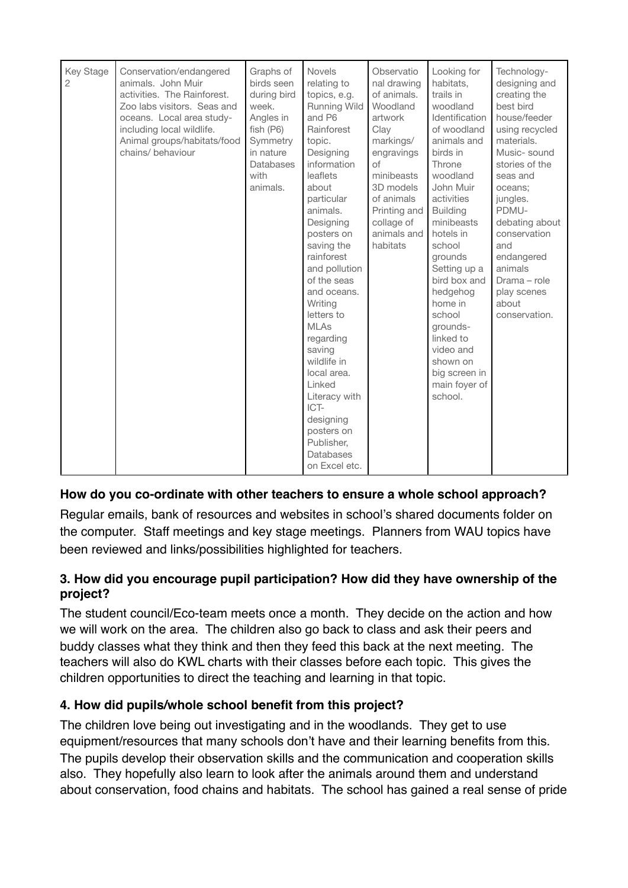| Key Stage 2 | Conservation/endangered animals. John Muir activities. The Rainforest. Zoo labs visitors. Seas and oceans. Local area study- including local wildlife. Animal groups/habitats/food chains/ behaviour | Graphs of birds seen during bird week. Angles in fish (P6) Symmetry in nature Databases with animals. | Novels relating to topics, e.g. Running Wild and P6 Rainforest topic. Designing information leaflets about particular animals. Designing posters on saving the rainforest and pollution of the seas and oceans. Writing letters to MLAs regarding saving wildlife in local area. Linked Literacy with ICT- designing posters on Publisher, Databases on Excel etc. | Observational drawing of animals. Woodland artwork Clay markings/ engravings of minibeasts 3D models of animals Printing and collage of animals and habitats | Looking for habitats, trails in woodland Identification of woodland animals and birds in Throne woodland John Muir activities Building minibeasts hotels in school grounds Setting up a bird box and hedgehog home in school grounds- linked to video and shown on big screen in main foyer of school. | Technology- designing and creating the best bird house/feeder using recycled materials. Music- sound stories of the seas and oceans; jungles. PDMU- debating about conservation and endangered animals Drama – role play scenes about conservation. |
|---|---|---|---|---|---|---|

**How do you co-ordinate with other teachers to ensure a whole school approach?**

Regular emails, bank of resources and websites in school's shared documents folder on the computer. Staff meetings and key stage meetings. Planners from WAU topics have been reviewed and links/possibilities highlighted for teachers.

### 3. How did you encourage pupil participation? How did they have ownership of the project?

The student council/Eco-team meets once a month. They decide on the action and how we will work on the area. The children also go back to class and ask their peers and buddy classes what they think and then they feed this back at the next meeting. The teachers will also do KWL charts with their classes before each topic. This gives the children opportunities to direct the teaching and learning in that topic.

### 4. How did pupils/whole school benefit from this project?

The children love being out investigating and in the woodlands. They get to use equipment/resources that many schools don't have and their learning benefits from this. The pupils develop their observation skills and the communication and cooperation skills also. They hopefully also learn to look after the animals around them and understand about conservation, food chains and habitats. The school has gained a real sense of pride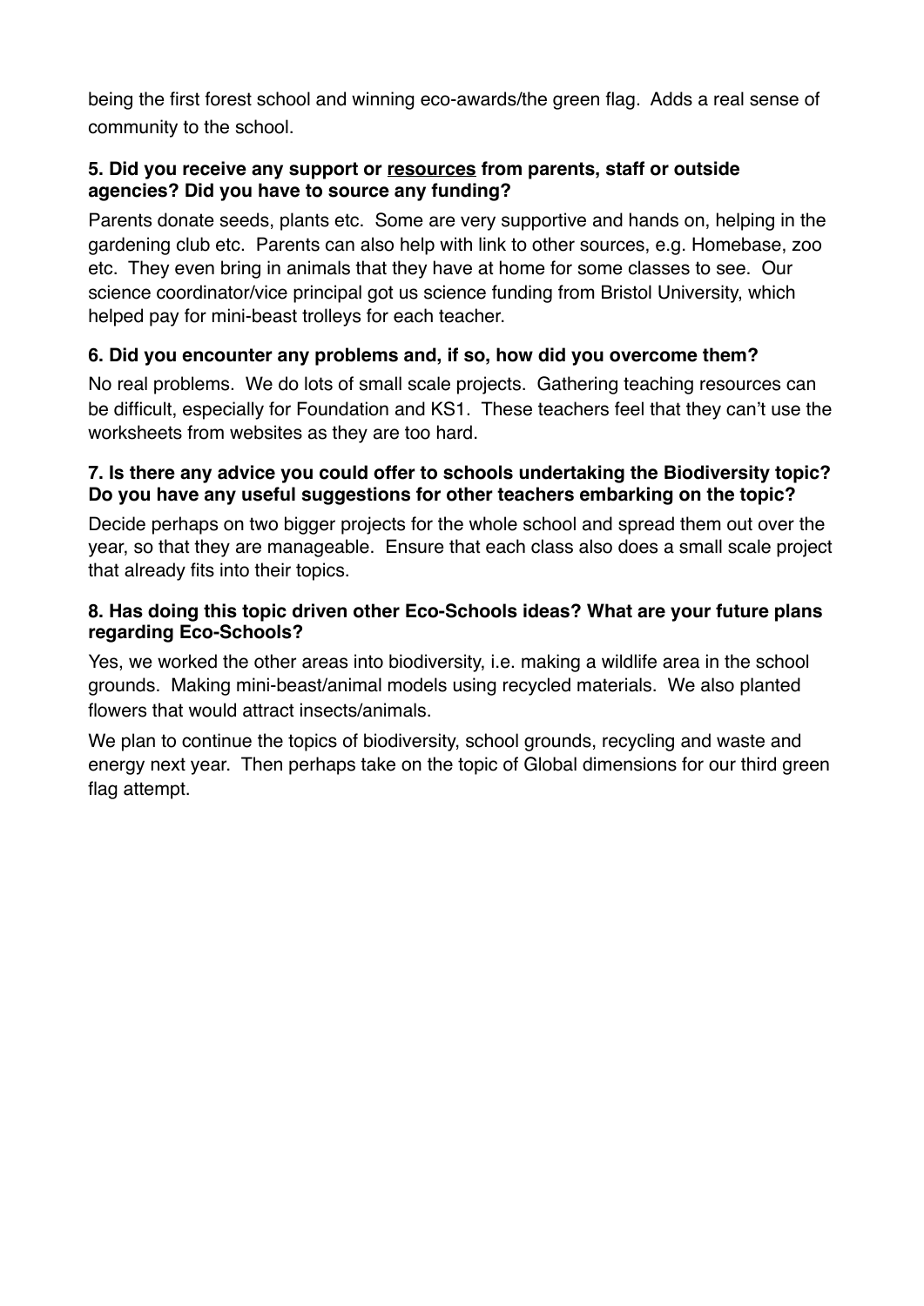being the first forest school and winning eco-awards/the green flag. Adds a real sense of community to the school.

**5. Did you receive any support or <u>resources</u> from parents, staff or outside agencies? Did you have to source any funding?**

Parents donate seeds, plants etc. Some are very supportive and hands on, helping in the gardening club etc. Parents can also help with link to other sources, e.g. Homebase, zoo etc. They even bring in animals that they have at home for some classes to see. Our science coordinator/vice principal got us science funding from Bristol University, which helped pay for mini-beast trolleys for each teacher.

**6. Did you encounter any problems and, if so, how did you overcome them?**

No real problems. We do lots of small scale projects. Gathering teaching resources can be difficult, especially for Foundation and KS1. These teachers feel that they can't use the worksheets from websites as they are too hard.

**7. Is there any advice you could offer to schools undertaking the Biodiversity topic? Do you have any useful suggestions for other teachers embarking on the topic?**

Decide perhaps on two bigger projects for the whole school and spread them out over the year, so that they are manageable. Ensure that each class also does a small scale project that already fits into their topics.

**8. Has doing this topic driven other Eco-Schools ideas? What are your future plans regarding Eco-Schools?**

Yes, we worked the other areas into biodiversity, i.e. making a wildlife area in the school grounds. Making mini-beast/animal models using recycled materials. We also planted flowers that would attract insects/animals.

We plan to continue the topics of biodiversity, school grounds, recycling and waste and energy next year. Then perhaps take on the topic of Global dimensions for our third green flag attempt.